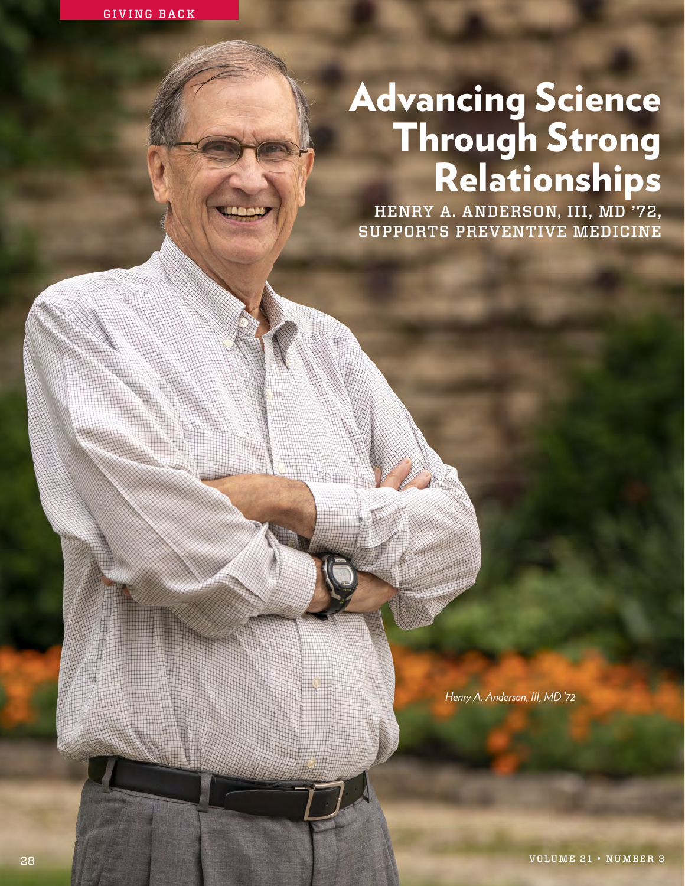GIVING BACK

# Advancing Science Through Strong Relationships

## HENRY A. ANDERSON, III, MD '72, SUPPORTS PREVENTIVE MEDICINE

*Henry A. Anderson, III, MD '72*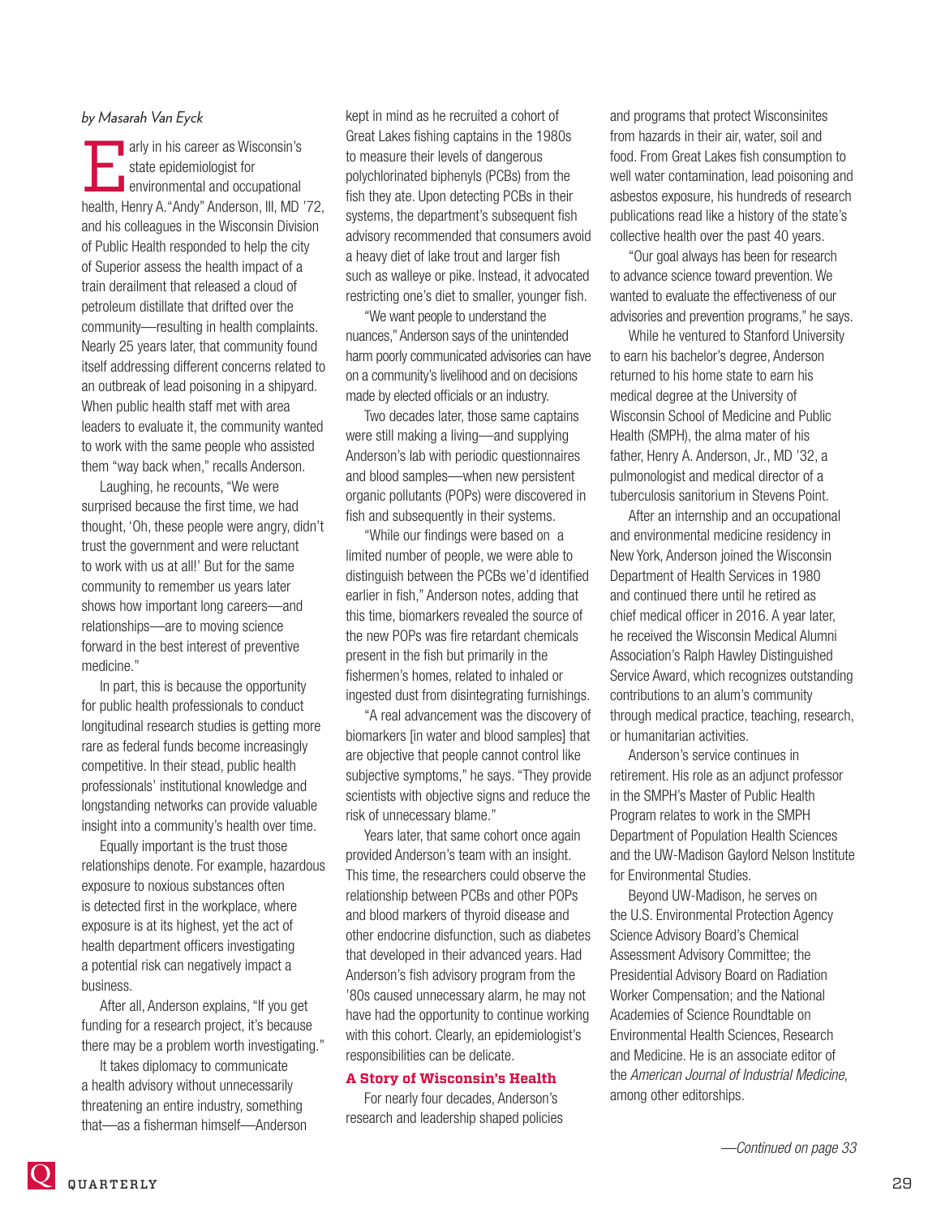*by Masarah Van Eyck*

Early in his career as Wisconsin's state epidemiologist for environmental and occupational health, Henry A. "Andy" Anderson, III, MD '72, and his colleagues in the Wisconsin Division of Public Health responded to help the city of Superior assess the health impact of a train derailment that released a cloud of petroleum distillate that drifted over the community—resulting in health complaints. Nearly 25 years later, that community found itself addressing different concerns related to an outbreak of lead poisoning in a shipyard. When public health staff met with area leaders to evaluate it, the community wanted to work with the same people who assisted them "way back when," recalls Anderson.

Laughing, he recounts, "We were surprised because the first time, we had thought, 'Oh, these people were angry, didn't trust the government and were reluctant to work with us at all!' But for the same community to remember us years later shows how important long careers—and relationships—are to moving science forward in the best interest of preventive medicine."

In part, this is because the opportunity for public health professionals to conduct longitudinal research studies is getting more rare as federal funds become increasingly competitive. In their stead, public health professionals' institutional knowledge and longstanding networks can provide valuable insight into a community's health over time.

Equally important is the trust those relationships denote. For example, hazardous exposure to noxious substances often is detected first in the workplace, where exposure is at its highest, yet the act of health department officers investigating a potential risk can negatively impact a business.

After all, Anderson explains, "If you get funding for a research project, it's because there may be a problem worth investigating."

It takes diplomacy to communicate a health advisory without unnecessarily threatening an entire industry, something that—as a fisherman himself—Anderson kept in mind as he recruited a cohort of Great Lakes fishing captains in the 1980s to measure their levels of dangerous polychlorinated biphenyls (PCBs) from the fish they ate. Upon detecting PCBs in their systems, the department's subsequent fish advisory recommended that consumers avoid a heavy diet of lake trout and larger fish such as walleye or pike. Instead, it advocated restricting one's diet to smaller, younger fish.

"We want people to understand the nuances," Anderson says of the unintended harm poorly communicated advisories can have on a community's livelihood and on decisions made by elected officials or an industry.

Two decades later, those same captains were still making a living—and supplying Anderson's lab with periodic questionnaires and blood samples—when new persistent organic pollutants (POPs) were discovered in fish and subsequently in their systems.

"While our findings were based on a limited number of people, we were able to distinguish between the PCBs we'd identified earlier in fish," Anderson notes, adding that this time, biomarkers revealed the source of the new POPs was fire retardant chemicals present in the fish but primarily in the fishermen's homes, related to inhaled or ingested dust from disintegrating furnishings.

"A real advancement was the discovery of biomarkers [in water and blood samples] that are objective that people cannot control like subjective symptoms," he says. "They provide scientists with objective signs and reduce the risk of unnecessary blame."

Years later, that same cohort once again provided Anderson's team with an insight. This time, the researchers could observe the relationship between PCBs and other POPs and blood markers of thyroid disease and other endocrine disfunction, such as diabetes that developed in their advanced years. Had Anderson's fish advisory program from the '80s caused unnecessary alarm, he may not have had the opportunity to continue working with this cohort. Clearly, an epidemiologist's responsibilities can be delicate.

### A Story of Wisconsin's Health

For nearly four decades, Anderson's research and leadership shaped policies and programs that protect Wisconsinites from hazards in their air, water, soil and food. From Great Lakes fish consumption to well water contamination, lead poisoning and asbestos exposure, his hundreds of research publications read like a history of the state's collective health over the past 40 years.

"Our goal always has been for research to advance science toward prevention. We wanted to evaluate the effectiveness of our advisories and prevention programs," he says.

While he ventured to Stanford University to earn his bachelor's degree, Anderson returned to his home state to earn his medical degree at the University of Wisconsin School of Medicine and Public Health (SMPH), the alma mater of his father, Henry A. Anderson, Jr., MD '32, a pulmonologist and medical director of a tuberculosis sanitorium in Stevens Point.

After an internship and an occupational and environmental medicine residency in New York, Anderson joined the Wisconsin Department of Health Services in 1980 and continued there until he retired as chief medical officer in 2016. A year later, he received the Wisconsin Medical Alumni Association's Ralph Hawley Distinguished Service Award, which recognizes outstanding contributions to an alum's community through medical practice, teaching, research, or humanitarian activities.

Anderson's service continues in retirement. His role as an adjunct professor in the SMPH's Master of Public Health Program relates to work in the SMPH Department of Population Health Sciences and the UW-Madison Gaylord Nelson Institute for Environmental Studies.

Beyond UW-Madison, he serves on the U.S. Environmental Protection Agency Science Advisory Board's Chemical Assessment Advisory Committee; the Presidential Advisory Board on Radiation Worker Compensation; and the National Academies of Science Roundtable on Environmental Health Sciences, Research and Medicine. He is an associate editor of the *American Journal of Industrial Medicine*, among other editorships.

*—Continued on page 33*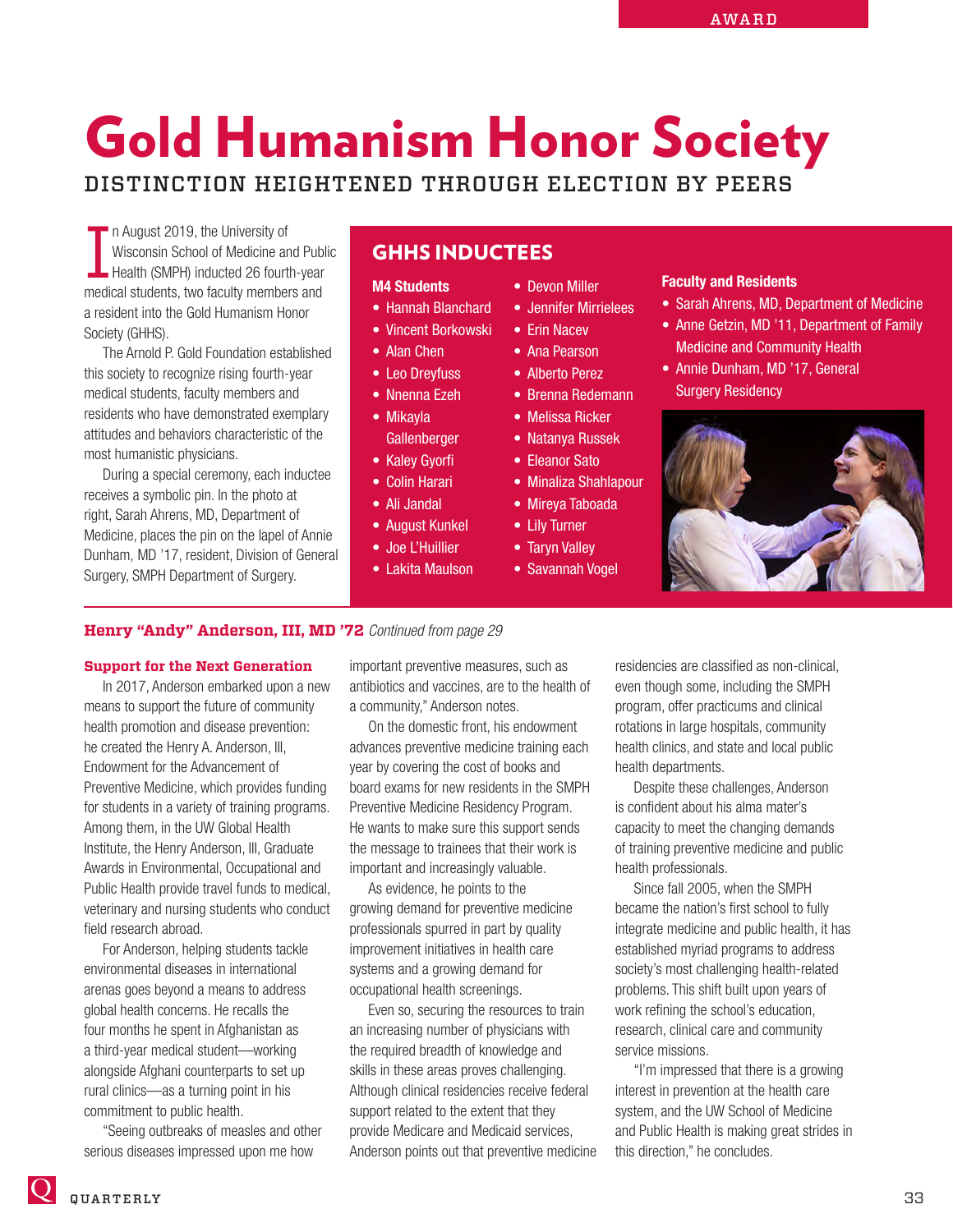AWARD

# Gold Humanism Honor Society

## DISTINCTION HEIGHTENED THROUGH ELECTION BY PEERS

In August 2019, the University of Wisconsin School of Medicine and Public Health (SMPH) inducted 26 fourth-year medical students, two faculty members and a resident into the Gold Humanism Honor Society (GHHS).

The Arnold P. Gold Foundation established this society to recognize rising fourth-year medical students, faculty members and residents who have demonstrated exemplary attitudes and behaviors characteristic of the most humanistic physicians.

During a special ceremony, each inductee receives a symbolic pin. In the photo at right, Sarah Ahrens, MD, Department of Medicine, places the pin on the lapel of Annie Dunham, MD '17, resident, Division of General Surgery, SMPH Department of Surgery.

### GHHS INDUCTEES

**M4 Students**

- Hannah Blanchard
- Vincent Borkowski
- Alan Chen
- Leo Dreyfuss
- Nnenna Ezeh
- Mikayla Gallenberger
- Kaley Gyorfi
- Colin Harari
- Ali Jandal
- August Kunkel
- Joe L'Huillier
- Lakita Maulson
- Devon Miller
- Jennifer Mirrielees
- Erin Nacev
- Ana Pearson
- Alberto Perez
- Brenna Redemann
- Melissa Ricker
- Natanya Russek
- Eleanor Sato
- Minaliza Shahlapour
- Mireya Taboada
- Lily Turner
- Taryn Valley
- Savannah Vogel

**Faculty and Residents**

- Sarah Ahrens, MD, Department of Medicine
- Anne Getzin, MD '11, Department of Family Medicine and Community Health
- Annie Dunham, MD '17, General Surgery Residency

**Henry "Andy" Anderson, III, MD '72** *Continued from page 29*

**Support for the Next Generation**

In 2017, Anderson embarked upon a new means to support the future of community health promotion and disease prevention: he created the Henry A. Anderson, III, Endowment for the Advancement of Preventive Medicine, which provides funding for students in a variety of training programs. Among them, in the UW Global Health Institute, the Henry Anderson, III, Graduate Awards in Environmental, Occupational and Public Health provide travel funds to medical, veterinary and nursing students who conduct field research abroad.

For Anderson, helping students tackle environmental diseases in international arenas goes beyond a means to address global health concerns. He recalls the four months he spent in Afghanistan as a third-year medical student—working alongside Afghani counterparts to set up rural clinics—as a turning point in his commitment to public health.

"Seeing outbreaks of measles and other serious diseases impressed upon me how important preventive measures, such as antibiotics and vaccines, are to the health of a community," Anderson notes.

On the domestic front, his endowment advances preventive medicine training each year by covering the cost of books and board exams for new residents in the SMPH Preventive Medicine Residency Program. He wants to make sure this support sends the message to trainees that their work is important and increasingly valuable.

As evidence, he points to the growing demand for preventive medicine professionals spurred in part by quality improvement initiatives in health care systems and a growing demand for occupational health screenings.

Even so, securing the resources to train an increasing number of physicians with the required breadth of knowledge and skills in these areas proves challenging. Although clinical residencies receive federal support related to the extent that they provide Medicare and Medicaid services, Anderson points out that preventive medicine residencies are classified as non-clinical, even though some, including the SMPH program, offer practicums and clinical rotations in large hospitals, community health clinics, and state and local public health departments.

Despite these challenges, Anderson is confident about his alma mater's capacity to meet the changing demands of training preventive medicine and public health professionals.

Since fall 2005, when the SMPH became the nation's first school to fully integrate medicine and public health, it has established myriad programs to address society's most challenging health-related problems. This shift built upon years of work refining the school's education, research, clinical care and community service missions.

"I'm impressed that there is a growing interest in prevention at the health care system, and the UW School of Medicine and Public Health is making great strides in this direction," he concludes.